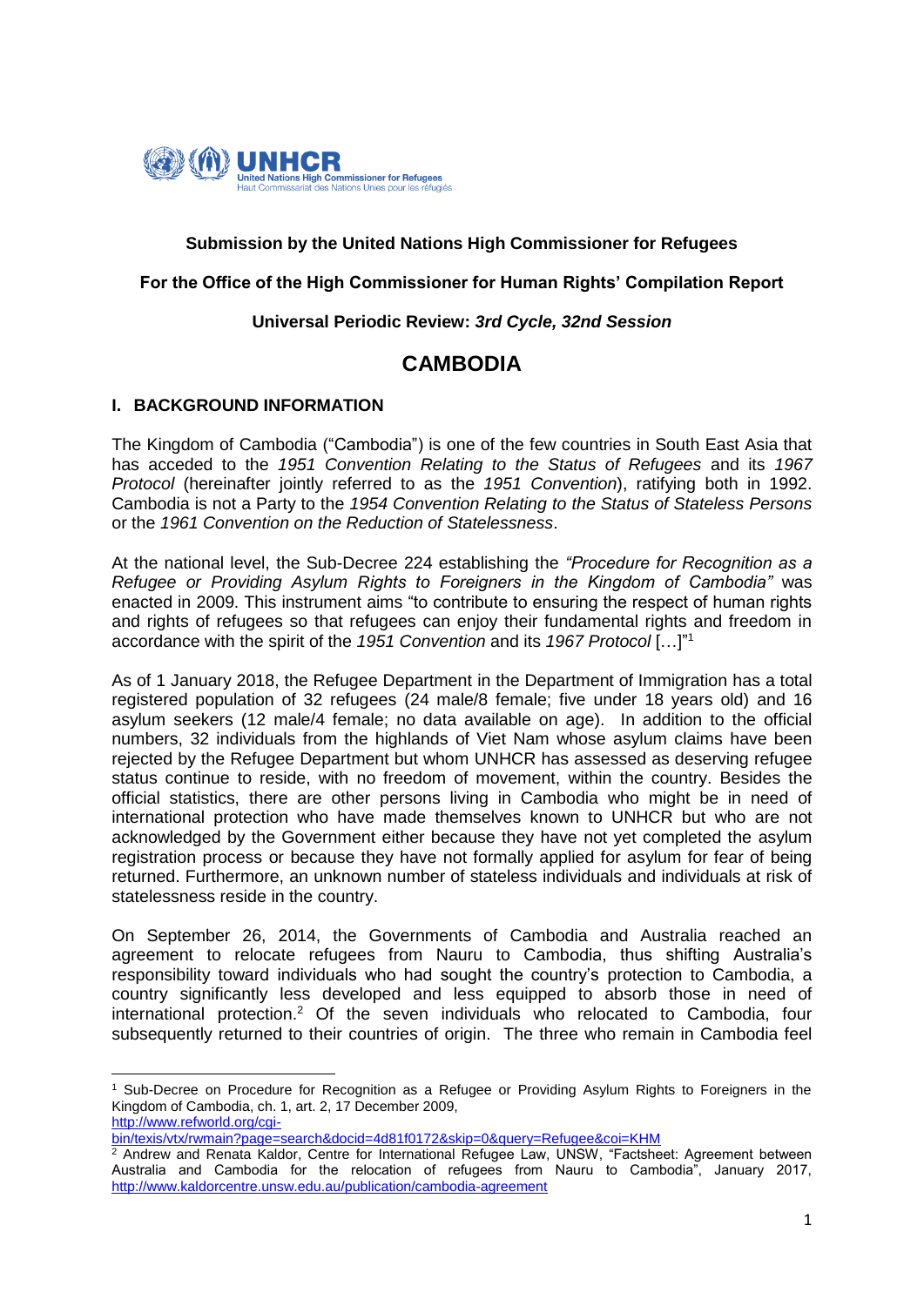**Submission by the United Nations High Commissioner for Refugees**

**For the Office of the High Commissioner for Human Rights' Compilation Report**

**Universal Periodic Review:** ***3rd Cycle, 32nd Session***

# CAMBODIA

## I. BACKGROUND INFORMATION

The Kingdom of Cambodia ("Cambodia") is one of the few countries in South East Asia that has acceded to the *1951 Convention Relating to the Status of Refugees* and its *1967 Protocol* (hereinafter jointly referred to as the *1951 Convention*), ratifying both in 1992. Cambodia is not a Party to the *1954 Convention Relating to the Status of Stateless Persons* or the *1961 Convention on the Reduction of Statelessness*.

At the national level, the Sub-Decree 224 establishing the *"Procedure for Recognition as a Refugee or Providing Asylum Rights to Foreigners in the Kingdom of Cambodia"* was enacted in 2009. This instrument aims "to contribute to ensuring the respect of human rights and rights of refugees so that refugees can enjoy their fundamental rights and freedom in accordance with the spirit of the *1951 Convention* and its *1967 Protocol* […]"[1]

As of 1 January 2018, the Refugee Department in the Department of Immigration has a total registered population of 32 refugees (24 male/8 female; five under 18 years old) and 16 asylum seekers (12 male/4 female; no data available on age). In addition to the official numbers, 32 individuals from the highlands of Viet Nam whose asylum claims have been rejected by the Refugee Department but whom UNHCR has assessed as deserving refugee status continue to reside, with no freedom of movement, within the country. Besides the official statistics, there are other persons living in Cambodia who might be in need of international protection who have made themselves known to UNHCR but who are not acknowledged by the Government either because they have not yet completed the asylum registration process or because they have not formally applied for asylum for fear of being returned. Furthermore, an unknown number of stateless individuals and individuals at risk of statelessness reside in the country.

On September 26, 2014, the Governments of Cambodia and Australia reached an agreement to relocate refugees from Nauru to Cambodia, thus shifting Australia's responsibility toward individuals who had sought the country's protection to Cambodia, a country significantly less developed and less equipped to absorb those in need of international protection.[2] Of the seven individuals who relocated to Cambodia, four subsequently returned to their countries of origin. The three who remain in Cambodia feel

---

[1] Sub-Decree on Procedure for Recognition as a Refugee or Providing Asylum Rights to Foreigners in the Kingdom of Cambodia, ch. 1, art. 2, 17 December 2009, http://www.refworld.org/cgi-bin/texis/vtx/rwmain?page=search&docid=4d81f0172&skip=0&query=Refugee&coi=KHM

[2] Andrew and Renata Kaldor, Centre for International Refugee Law, UNSW, "Factsheet: Agreement between Australia and Cambodia for the relocation of refugees from Nauru to Cambodia", January 2017, http://www.kaldorcentre.unsw.edu.au/publication/cambodia-agreement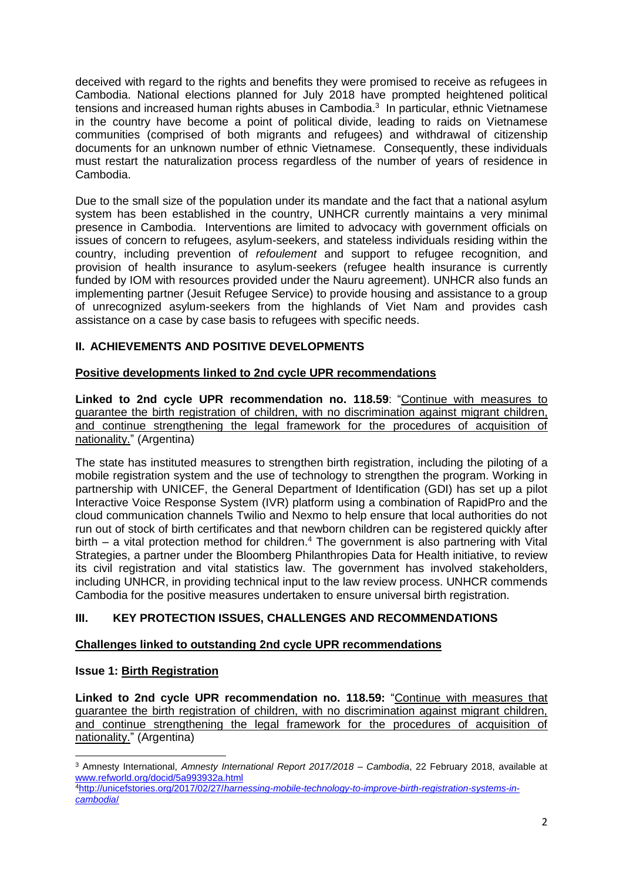deceived with regard to the rights and benefits they were promised to receive as refugees in Cambodia. National elections planned for July 2018 have prompted heightened political tensions and increased human rights abuses in Cambodia.[3] In particular, ethnic Vietnamese in the country have become a point of political divide, leading to raids on Vietnamese communities (comprised of both migrants and refugees) and withdrawal of citizenship documents for an unknown number of ethnic Vietnamese. Consequently, these individuals must restart the naturalization process regardless of the number of years of residence in Cambodia.

Due to the small size of the population under its mandate and the fact that a national asylum system has been established in the country, UNHCR currently maintains a very minimal presence in Cambodia. Interventions are limited to advocacy with government officials on issues of concern to refugees, asylum-seekers, and stateless individuals residing within the country, including prevention of *refoulement* and support to refugee recognition, and provision of health insurance to asylum-seekers (refugee health insurance is currently funded by IOM with resources provided under the Nauru agreement). UNHCR also funds an implementing partner (Jesuit Refugee Service) to provide housing and assistance to a group of unrecognized asylum-seekers from the highlands of Viet Nam and provides cash assistance on a case by case basis to refugees with specific needs.

## II. ACHIEVEMENTS AND POSITIVE DEVELOPMENTS

### Positive developments linked to 2nd cycle UPR recommendations

**Linked to 2nd cycle UPR recommendation no. 118.59**: "Continue with measures to guarantee the birth registration of children, with no discrimination against migrant children, and continue strengthening the legal framework for the procedures of acquisition of nationality." (Argentina)

The state has instituted measures to strengthen birth registration, including the piloting of a mobile registration system and the use of technology to strengthen the program. Working in partnership with UNICEF, the General Department of Identification (GDI) has set up a pilot Interactive Voice Response System (IVR) platform using a combination of RapidPro and the cloud communication channels Twilio and Nexmo to help ensure that local authorities do not run out of stock of birth certificates and that newborn children can be registered quickly after birth – a vital protection method for children.[4] The government is also partnering with Vital Strategies, a partner under the Bloomberg Philanthropies Data for Health initiative, to review its civil registration and vital statistics law. The government has involved stakeholders, including UNHCR, in providing technical input to the law review process. UNHCR commends Cambodia for the positive measures undertaken to ensure universal birth registration.

## III. KEY PROTECTION ISSUES, CHALLENGES AND RECOMMENDATIONS

### Challenges linked to outstanding 2nd cycle UPR recommendations

**Issue 1: Birth Registration**

**Linked to 2nd cycle UPR recommendation no. 118.59:** "Continue with measures that guarantee the birth registration of children, with no discrimination against migrant children, and continue strengthening the legal framework for the procedures of acquisition of nationality." (Argentina)

---

[3] Amnesty International, *Amnesty International Report 2017/2018 – Cambodia*, 22 February 2018, available at www.refworld.org/docid/5a993932a.html

[4] http://unicefstories.org/2017/02/27/harnessing-mobile-technology-to-improve-birth-registration-systems-in-cambodia/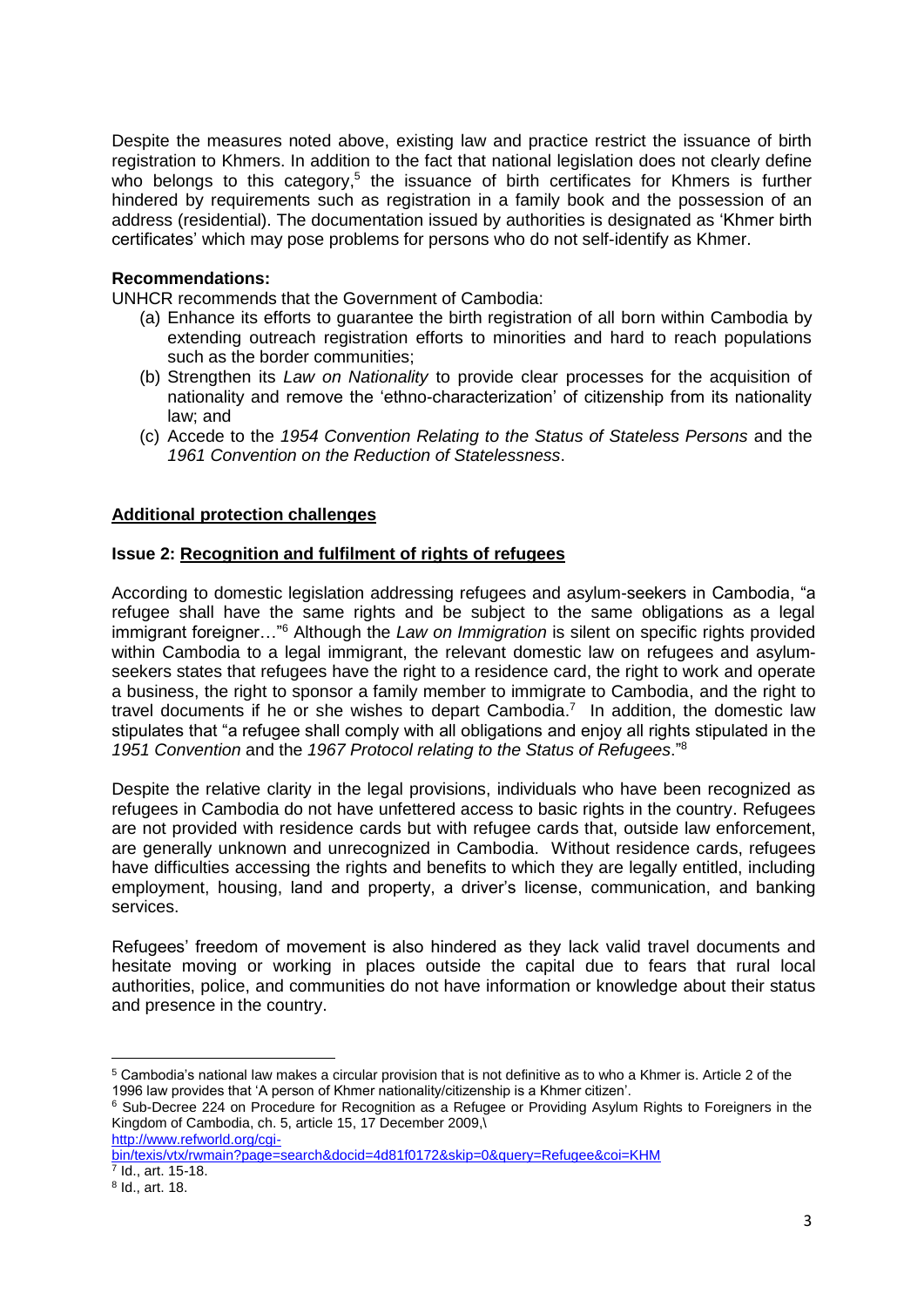Despite the measures noted above, existing law and practice restrict the issuance of birth registration to Khmers. In addition to the fact that national legislation does not clearly define who belongs to this category,[5] the issuance of birth certificates for Khmers is further hindered by requirements such as registration in a family book and the possession of an address (residential). The documentation issued by authorities is designated as 'Khmer birth certificates' which may pose problems for persons who do not self-identify as Khmer.

**Recommendations:**

UNHCR recommends that the Government of Cambodia:

(a) Enhance its efforts to guarantee the birth registration of all born within Cambodia by extending outreach registration efforts to minorities and hard to reach populations such as the border communities;
(b) Strengthen its *Law on Nationality* to provide clear processes for the acquisition of nationality and remove the 'ethno-characterization' of citizenship from its nationality law; and
(c) Accede to the *1954 Convention Relating to the Status of Stateless Persons* and the *1961 Convention on the Reduction of Statelessness*.

## Additional protection challenges

### Issue 2: Recognition and fulfilment of rights of refugees

According to domestic legislation addressing refugees and asylum-seekers in Cambodia, "a refugee shall have the same rights and be subject to the same obligations as a legal immigrant foreigner…"[6] Although the *Law on Immigration* is silent on specific rights provided within Cambodia to a legal immigrant, the relevant domestic law on refugees and asylum-seekers states that refugees have the right to a residence card, the right to work and operate a business, the right to sponsor a family member to immigrate to Cambodia, and the right to travel documents if he or she wishes to depart Cambodia.[7] In addition, the domestic law stipulates that "a refugee shall comply with all obligations and enjoy all rights stipulated in the *1951 Convention* and the *1967 Protocol relating to the Status of Refugees*."[8]

Despite the relative clarity in the legal provisions, individuals who have been recognized as refugees in Cambodia do not have unfettered access to basic rights in the country. Refugees are not provided with residence cards but with refugee cards that, outside law enforcement, are generally unknown and unrecognized in Cambodia. Without residence cards, refugees have difficulties accessing the rights and benefits to which they are legally entitled, including employment, housing, land and property, a driver's license, communication, and banking services.

Refugees' freedom of movement is also hindered as they lack valid travel documents and hesitate moving or working in places outside the capital due to fears that rural local authorities, police, and communities do not have information or knowledge about their status and presence in the country.

---

[5] Cambodia's national law makes a circular provision that is not definitive as to who a Khmer is. Article 2 of the 1996 law provides that 'A person of Khmer nationality/citizenship is a Khmer citizen'.

[6] Sub-Decree 224 on Procedure for Recognition as a Refugee or Providing Asylum Rights to Foreigners in the Kingdom of Cambodia, ch. 5, article 15, 17 December 2009,\ http://www.refworld.org/cgi-bin/texis/vtx/rwmain?page=search&docid=4d81f0172&skip=0&query=Refugee&coi=KHM

[7] Id., art. 15-18.

[8] Id., art. 18.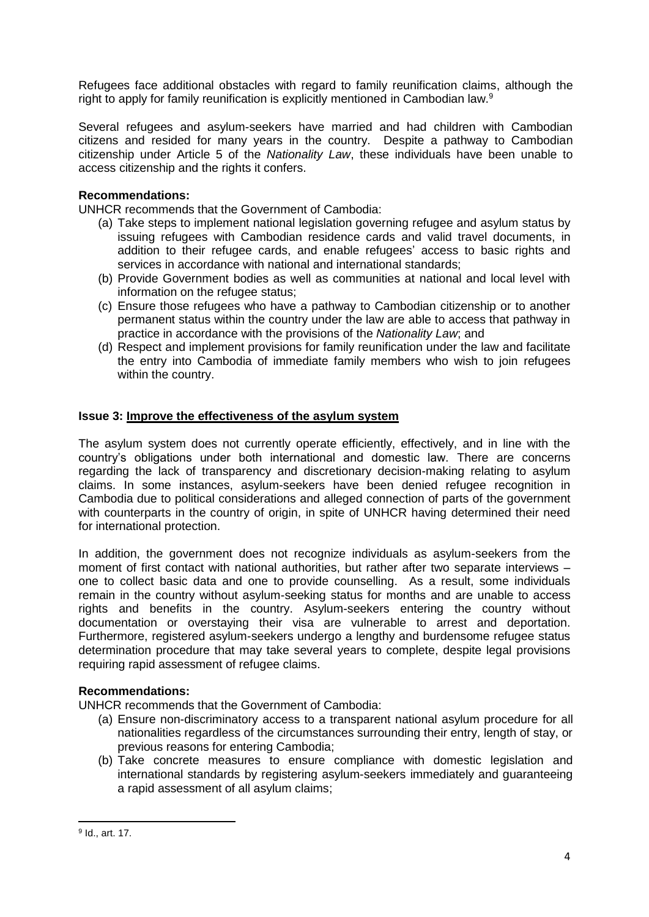Refugees face additional obstacles with regard to family reunification claims, although the right to apply for family reunification is explicitly mentioned in Cambodian law.[9]

Several refugees and asylum-seekers have married and had children with Cambodian citizens and resided for many years in the country. Despite a pathway to Cambodian citizenship under Article 5 of the *Nationality Law*, these individuals have been unable to access citizenship and the rights it confers.

**Recommendations:**
UNHCR recommends that the Government of Cambodia:

(a) Take steps to implement national legislation governing refugee and asylum status by issuing refugees with Cambodian residence cards and valid travel documents, in addition to their refugee cards, and enable refugees' access to basic rights and services in accordance with national and international standards;
(b) Provide Government bodies as well as communities at national and local level with information on the refugee status;
(c) Ensure those refugees who have a pathway to Cambodian citizenship or to another permanent status within the country under the law are able to access that pathway in practice in accordance with the provisions of the *Nationality Law*; and
(d) Respect and implement provisions for family reunification under the law and facilitate the entry into Cambodia of immediate family members who wish to join refugees within the country.

**Issue 3: Improve the effectiveness of the asylum system**

The asylum system does not currently operate efficiently, effectively, and in line with the country's obligations under both international and domestic law. There are concerns regarding the lack of transparency and discretionary decision-making relating to asylum claims. In some instances, asylum-seekers have been denied refugee recognition in Cambodia due to political considerations and alleged connection of parts of the government with counterparts in the country of origin, in spite of UNHCR having determined their need for international protection.

In addition, the government does not recognize individuals as asylum-seekers from the moment of first contact with national authorities, but rather after two separate interviews – one to collect basic data and one to provide counselling. As a result, some individuals remain in the country without asylum-seeking status for months and are unable to access rights and benefits in the country. Asylum-seekers entering the country without documentation or overstaying their visa are vulnerable to arrest and deportation. Furthermore, registered asylum-seekers undergo a lengthy and burdensome refugee status determination procedure that may take several years to complete, despite legal provisions requiring rapid assessment of refugee claims.

**Recommendations:**
UNHCR recommends that the Government of Cambodia:

(a) Ensure non-discriminatory access to a transparent national asylum procedure for all nationalities regardless of the circumstances surrounding their entry, length of stay, or previous reasons for entering Cambodia;
(b) Take concrete measures to ensure compliance with domestic legislation and international standards by registering asylum-seekers immediately and guaranteeing a rapid assessment of all asylum claims;

[9] Id., art. 17.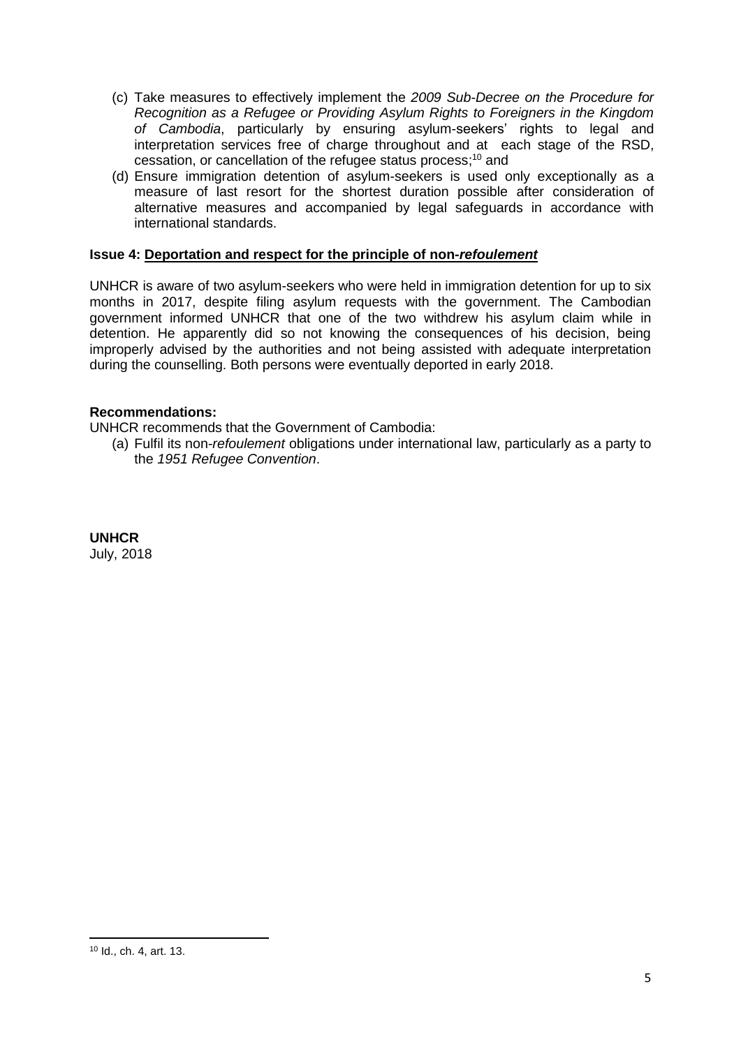(c) Take measures to effectively implement the *2009 Sub-Decree on the Procedure for Recognition as a Refugee or Providing Asylum Rights to Foreigners in the Kingdom of Cambodia*, particularly by ensuring asylum-seekers' rights to legal and interpretation services free of charge throughout and at each stage of the RSD, cessation, or cancellation of the refugee status process;[10] and

(d) Ensure immigration detention of asylum-seekers is used only exceptionally as a measure of last resort for the shortest duration possible after consideration of alternative measures and accompanied by legal safeguards in accordance with international standards.

**Issue 4: <u>Deportation and respect for the principle of non-*refoulement*</u>**

UNHCR is aware of two asylum-seekers who were held in immigration detention for up to six months in 2017, despite filing asylum requests with the government. The Cambodian government informed UNHCR that one of the two withdrew his asylum claim while in detention. He apparently did so not knowing the consequences of his decision, being improperly advised by the authorities and not being assisted with adequate interpretation during the counselling. Both persons were eventually deported in early 2018.

**Recommendations:**

UNHCR recommends that the Government of Cambodia:

(a) Fulfil its non-*refoulement* obligations under international law, particularly as a party to the *1951 Refugee Convention*.

**UNHCR**
July, 2018

---

[10] Id., ch. 4, art. 13.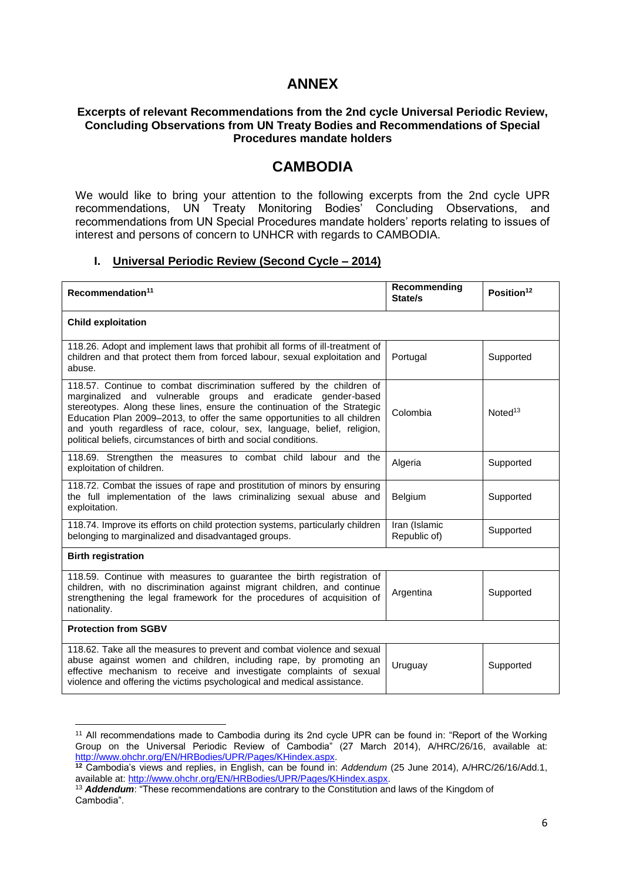# ANNEX

**Excerpts of relevant Recommendations from the 2nd cycle Universal Periodic Review, Concluding Observations from UN Treaty Bodies and Recommendations of Special Procedures mandate holders**

# CAMBODIA

We would like to bring your attention to the following excerpts from the 2nd cycle UPR recommendations, UN Treaty Monitoring Bodies' Concluding Observations, and recommendations from UN Special Procedures mandate holders' reports relating to issues of interest and persons of concern to UNHCR with regards to CAMBODIA.

## I. Universal Periodic Review (Second Cycle – 2014)

| Recommendation[11] | Recommending State/s | Position[12] |
|---|---|---|
| **Child exploitation** | | |
| 118.26. Adopt and implement laws that prohibit all forms of ill-treatment of children and that protect them from forced labour, sexual exploitation and abuse. | Portugal | Supported |
| 118.57. Continue to combat discrimination suffered by the children of marginalized and vulnerable groups and eradicate gender-based stereotypes. Along these lines, ensure the continuation of the Strategic Education Plan 2009–2013, to offer the same opportunities to all children and youth regardless of race, colour, sex, language, belief, religion, political beliefs, circumstances of birth and social conditions. | Colombia | Noted[13] |
| 118.69. Strengthen the measures to combat child labour and the exploitation of children. | Algeria | Supported |
| 118.72. Combat the issues of rape and prostitution of minors by ensuring the full implementation of the laws criminalizing sexual abuse and exploitation. | Belgium | Supported |
| 118.74. Improve its efforts on child protection systems, particularly children belonging to marginalized and disadvantaged groups. | Iran (Islamic Republic of) | Supported |
| **Birth registration** | | |
| 118.59. Continue with measures to guarantee the birth registration of children, with no discrimination against migrant children, and continue strengthening the legal framework for the procedures of acquisition of nationality. | Argentina | Supported |
| **Protection from SGBV** | | |
| 118.62. Take all the measures to prevent and combat violence and sexual abuse against women and children, including rape, by promoting an effective mechanism to receive and investigate complaints of sexual violence and offering the victims psychological and medical assistance. | Uruguay | Supported |

[11] All recommendations made to Cambodia during its 2nd cycle UPR can be found in: "Report of the Working Group on the Universal Periodic Review of Cambodia" (27 March 2014), A/HRC/26/16, available at: http://www.ohchr.org/EN/HRBodies/UPR/Pages/KHindex.aspx.

[12] Cambodia's views and replies, in English, can be found in: *Addendum* (25 June 2014), A/HRC/26/16/Add.1, available at: http://www.ohchr.org/EN/HRBodies/UPR/Pages/KHindex.aspx.

[13] ***Addendum***: "These recommendations are contrary to the Constitution and laws of the Kingdom of Cambodia".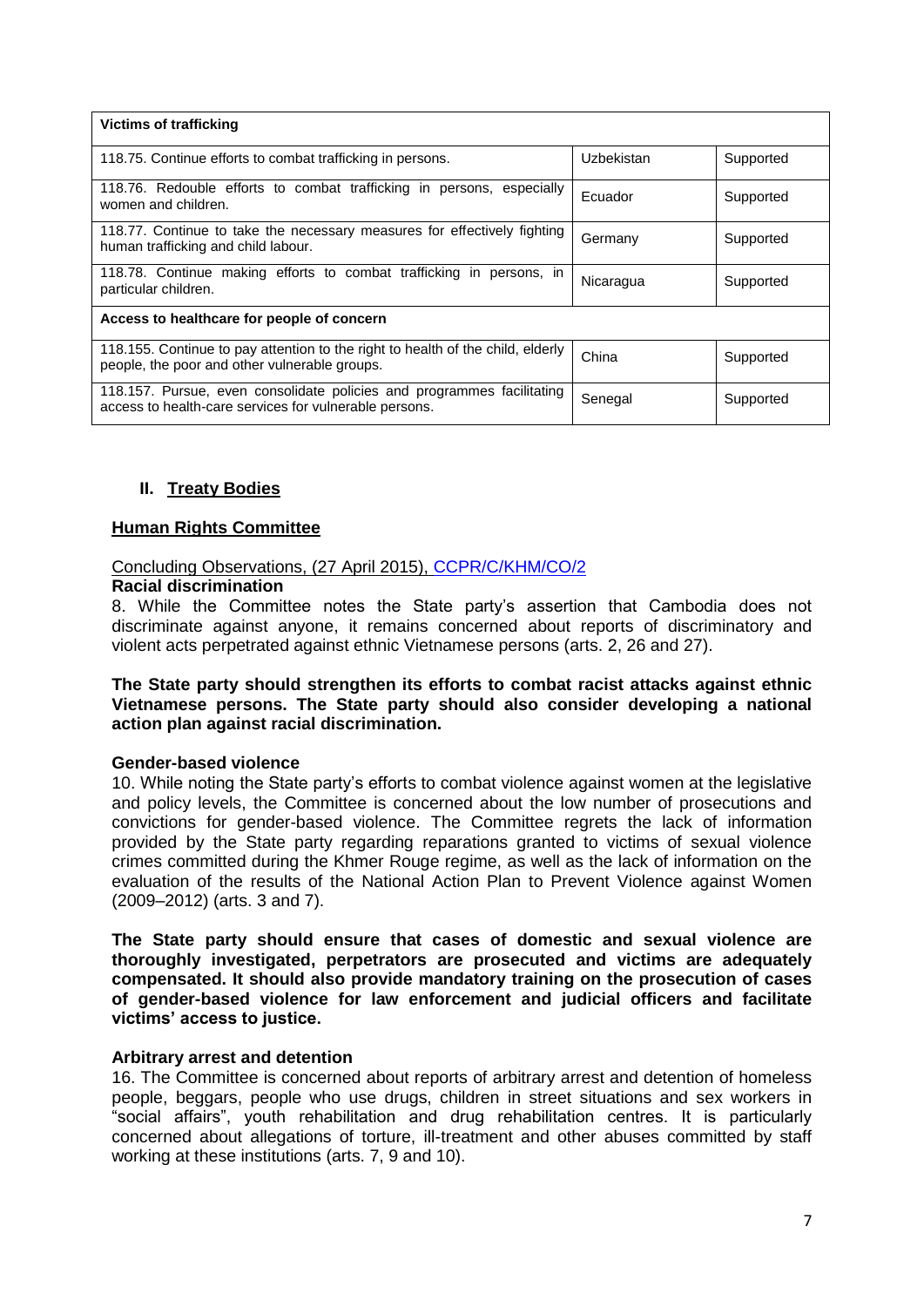| Victims of trafficking | | |
|---|---|---|
| 118.75. Continue efforts to combat trafficking in persons. | Uzbekistan | Supported |
| 118.76. Redouble efforts to combat trafficking in persons, especially women and children. | Ecuador | Supported |
| 118.77. Continue to take the necessary measures for effectively fighting human trafficking and child labour. | Germany | Supported |
| 118.78. Continue making efforts to combat trafficking in persons, in particular children. | Nicaragua | Supported |
| **Access to healthcare for people of concern** | | |
| 118.155. Continue to pay attention to the right to health of the child, elderly people, the poor and other vulnerable groups. | China | Supported |
| 118.157. Pursue, even consolidate policies and programmes facilitating access to health-care services for vulnerable persons. | Senegal | Supported |

## II. Treaty Bodies

### Human Rights Committee

Concluding Observations, (27 April 2015), CCPR/C/KHM/CO/2

**Racial discrimination**

8. While the Committee notes the State party's assertion that Cambodia does not discriminate against anyone, it remains concerned about reports of discriminatory and violent acts perpetrated against ethnic Vietnamese persons (arts. 2, 26 and 27).

**The State party should strengthen its efforts to combat racist attacks against ethnic Vietnamese persons. The State party should also consider developing a national action plan against racial discrimination.**

**Gender-based violence**

10. While noting the State party's efforts to combat violence against women at the legislative and policy levels, the Committee is concerned about the low number of prosecutions and convictions for gender-based violence. The Committee regrets the lack of information provided by the State party regarding reparations granted to victims of sexual violence crimes committed during the Khmer Rouge regime, as well as the lack of information on the evaluation of the results of the National Action Plan to Prevent Violence against Women (2009–2012) (arts. 3 and 7).

**The State party should ensure that cases of domestic and sexual violence are thoroughly investigated, perpetrators are prosecuted and victims are adequately compensated. It should also provide mandatory training on the prosecution of cases of gender-based violence for law enforcement and judicial officers and facilitate victims' access to justice.**

**Arbitrary arrest and detention**

16. The Committee is concerned about reports of arbitrary arrest and detention of homeless people, beggars, people who use drugs, children in street situations and sex workers in "social affairs", youth rehabilitation and drug rehabilitation centres. It is particularly concerned about allegations of torture, ill-treatment and other abuses committed by staff working at these institutions (arts. 7, 9 and 10).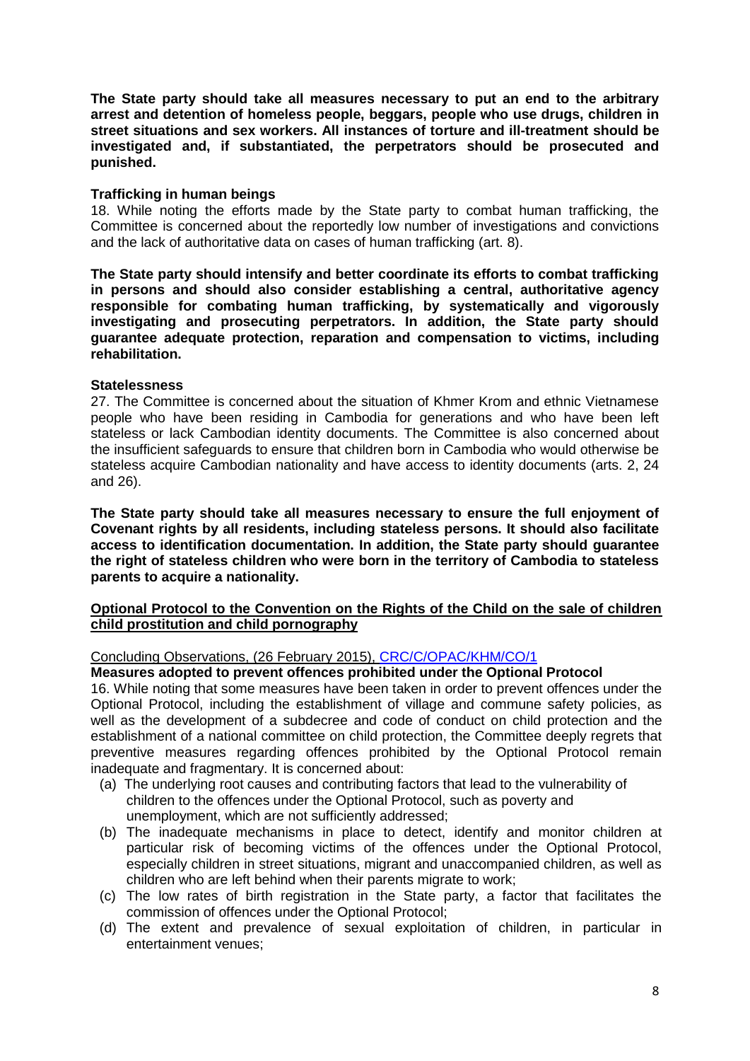**The State party should take all measures necessary to put an end to the arbitrary arrest and detention of homeless people, beggars, people who use drugs, children in street situations and sex workers. All instances of torture and ill-treatment should be investigated and, if substantiated, the perpetrators should be prosecuted and punished.**

**Trafficking in human beings**

18. While noting the efforts made by the State party to combat human trafficking, the Committee is concerned about the reportedly low number of investigations and convictions and the lack of authoritative data on cases of human trafficking (art. 8).

**The State party should intensify and better coordinate its efforts to combat trafficking in persons and should also consider establishing a central, authoritative agency responsible for combating human trafficking, by systematically and vigorously investigating and prosecuting perpetrators. In addition, the State party should guarantee adequate protection, reparation and compensation to victims, including rehabilitation.**

**Statelessness**

27. The Committee is concerned about the situation of Khmer Krom and ethnic Vietnamese people who have been residing in Cambodia for generations and who have been left stateless or lack Cambodian identity documents. The Committee is also concerned about the insufficient safeguards to ensure that children born in Cambodia who would otherwise be stateless acquire Cambodian nationality and have access to identity documents (arts. 2, 24 and 26).

**The State party should take all measures necessary to ensure the full enjoyment of Covenant rights by all residents, including stateless persons. It should also facilitate access to identification documentation. In addition, the State party should guarantee the right of stateless children who were born in the territory of Cambodia to stateless parents to acquire a nationality.**

**Optional Protocol to the Convention on the Rights of the Child on the sale of children child prostitution and child pornography**

Concluding Observations, (26 February 2015), CRC/C/OPAC/KHM/CO/1

**Measures adopted to prevent offences prohibited under the Optional Protocol**

16. While noting that some measures have been taken in order to prevent offences under the Optional Protocol, including the establishment of village and commune safety policies, as well as the development of a subdecree and code of conduct on child protection and the establishment of a national committee on child protection, the Committee deeply regrets that preventive measures regarding offences prohibited by the Optional Protocol remain inadequate and fragmentary. It is concerned about:

(a) The underlying root causes and contributing factors that lead to the vulnerability of children to the offences under the Optional Protocol, such as poverty and unemployment, which are not sufficiently addressed;

(b) The inadequate mechanisms in place to detect, identify and monitor children at particular risk of becoming victims of the offences under the Optional Protocol, especially children in street situations, migrant and unaccompanied children, as well as children who are left behind when their parents migrate to work;

(c) The low rates of birth registration in the State party, a factor that facilitates the commission of offences under the Optional Protocol;

(d) The extent and prevalence of sexual exploitation of children, in particular in entertainment venues;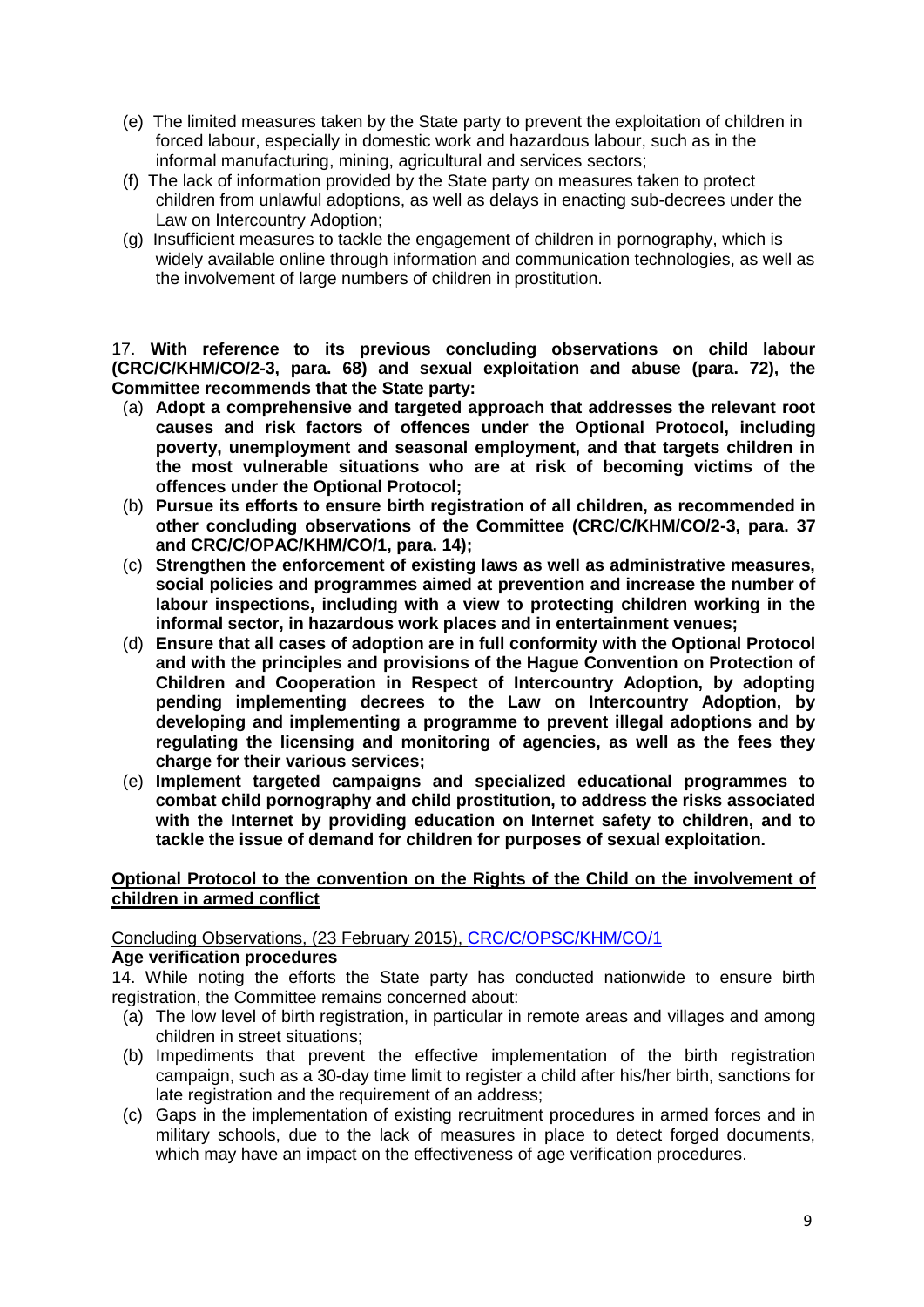(e) The limited measures taken by the State party to prevent the exploitation of children in forced labour, especially in domestic work and hazardous labour, such as in the informal manufacturing, mining, agricultural and services sectors;

(f) The lack of information provided by the State party on measures taken to protect children from unlawful adoptions, as well as delays in enacting sub-decrees under the Law on Intercountry Adoption;

(g) Insufficient measures to tackle the engagement of children in pornography, which is widely available online through information and communication technologies, as well as the involvement of large numbers of children in prostitution.

17. **With reference to its previous concluding observations on child labour (CRC/C/KHM/CO/2-3, para. 68) and sexual exploitation and abuse (para. 72), the Committee recommends that the State party:**

(a) **Adopt a comprehensive and targeted approach that addresses the relevant root causes and risk factors of offences under the Optional Protocol, including poverty, unemployment and seasonal employment, and that targets children in the most vulnerable situations who are at risk of becoming victims of the offences under the Optional Protocol;**

(b) **Pursue its efforts to ensure birth registration of all children, as recommended in other concluding observations of the Committee (CRC/C/KHM/CO/2-3, para. 37 and CRC/C/OPAC/KHM/CO/1, para. 14);**

(c) **Strengthen the enforcement of existing laws as well as administrative measures, social policies and programmes aimed at prevention and increase the number of labour inspections, including with a view to protecting children working in the informal sector, in hazardous work places and in entertainment venues;**

(d) **Ensure that all cases of adoption are in full conformity with the Optional Protocol and with the principles and provisions of the Hague Convention on Protection of Children and Cooperation in Respect of Intercountry Adoption, by adopting pending implementing decrees to the Law on Intercountry Adoption, by developing and implementing a programme to prevent illegal adoptions and by regulating the licensing and monitoring of agencies, as well as the fees they charge for their various services;**

(e) **Implement targeted campaigns and specialized educational programmes to combat child pornography and child prostitution, to address the risks associated with the Internet by providing education on Internet safety to children, and to tackle the issue of demand for children for purposes of sexual exploitation.**

**<u>Optional Protocol to the convention on the Rights of the Child on the involvement of children in armed conflict</u>**

<u>Concluding Observations, (23 February 2015), CRC/C/OPSC/KHM/CO/1</u>

**Age verification procedures**

14. While noting the efforts the State party has conducted nationwide to ensure birth registration, the Committee remains concerned about:

(a) The low level of birth registration, in particular in remote areas and villages and among children in street situations;

(b) Impediments that prevent the effective implementation of the birth registration campaign, such as a 30-day time limit to register a child after his/her birth, sanctions for late registration and the requirement of an address;

(c) Gaps in the implementation of existing recruitment procedures in armed forces and in military schools, due to the lack of measures in place to detect forged documents, which may have an impact on the effectiveness of age verification procedures.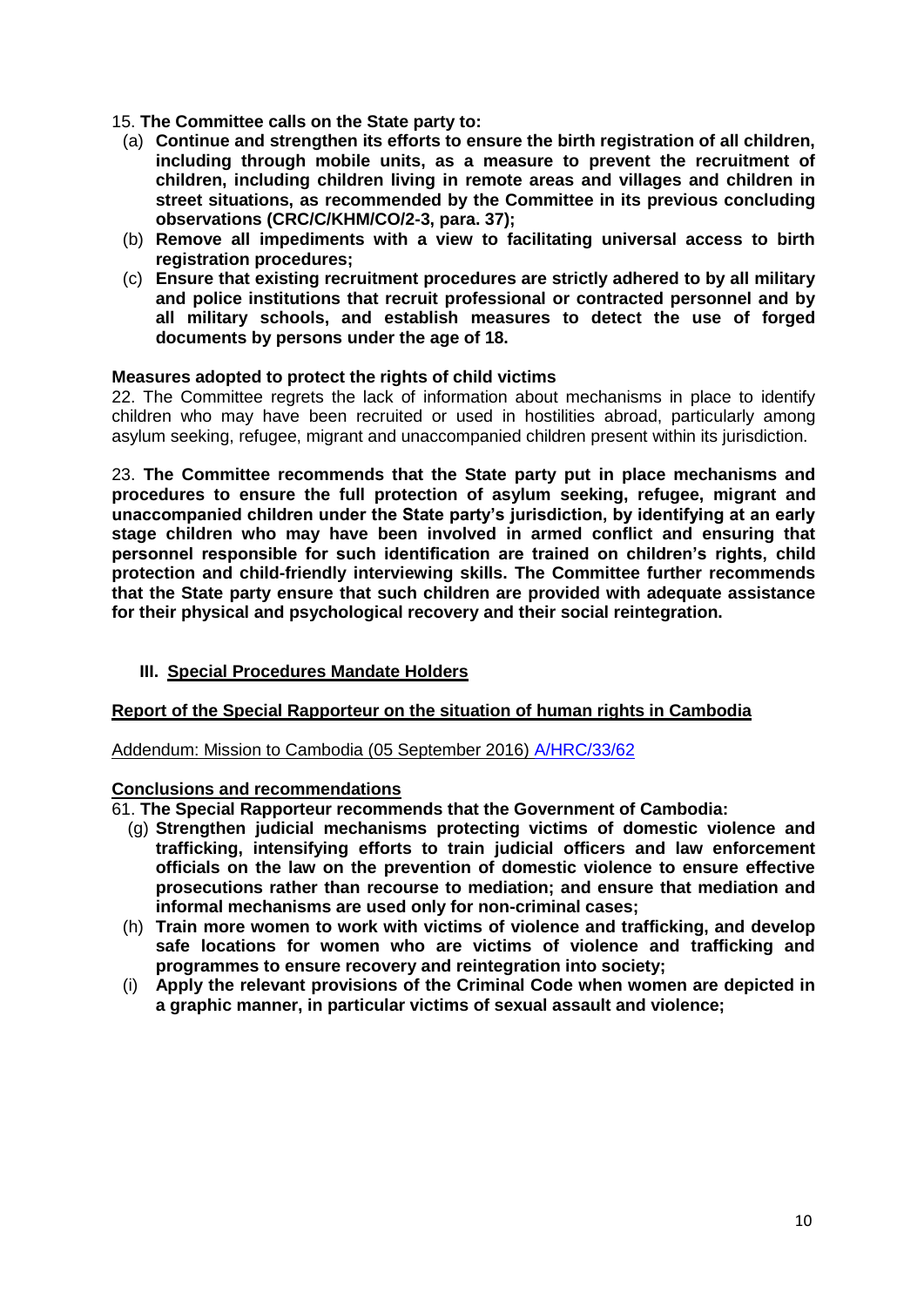15. **The Committee calls on the State party to:**

(a) **Continue and strengthen its efforts to ensure the birth registration of all children, including through mobile units, as a measure to prevent the recruitment of children, including children living in remote areas and villages and children in street situations, as recommended by the Committee in its previous concluding observations (CRC/C/KHM/CO/2-3, para. 37);**

(b) **Remove all impediments with a view to facilitating universal access to birth registration procedures;**

(c) **Ensure that existing recruitment procedures are strictly adhered to by all military and police institutions that recruit professional or contracted personnel and by all military schools, and establish measures to detect the use of forged documents by persons under the age of 18.**

**Measures adopted to protect the rights of child victims**

22. The Committee regrets the lack of information about mechanisms in place to identify children who may have been recruited or used in hostilities abroad, particularly among asylum seeking, refugee, migrant and unaccompanied children present within its jurisdiction.

23. **The Committee recommends that the State party put in place mechanisms and procedures to ensure the full protection of asylum seeking, refugee, migrant and unaccompanied children under the State party's jurisdiction, by identifying at an early stage children who may have been involved in armed conflict and ensuring that personnel responsible for such identification are trained on children's rights, child protection and child-friendly interviewing skills. The Committee further recommends that the State party ensure that such children are provided with adequate assistance for their physical and psychological recovery and their social reintegration.**

## III. Special Procedures Mandate Holders

### Report of the Special Rapporteur on the situation of human rights in Cambodia

Addendum: Mission to Cambodia (05 September 2016) A/HRC/33/62

**Conclusions and recommendations**

61. **The Special Rapporteur recommends that the Government of Cambodia:**

(g) **Strengthen judicial mechanisms protecting victims of domestic violence and trafficking, intensifying efforts to train judicial officers and law enforcement officials on the law on the prevention of domestic violence to ensure effective prosecutions rather than recourse to mediation; and ensure that mediation and informal mechanisms are used only for non-criminal cases;**

(h) **Train more women to work with victims of violence and trafficking, and develop safe locations for women who are victims of violence and trafficking and programmes to ensure recovery and reintegration into society;**

(i) **Apply the relevant provisions of the Criminal Code when women are depicted in a graphic manner, in particular victims of sexual assault and violence;**